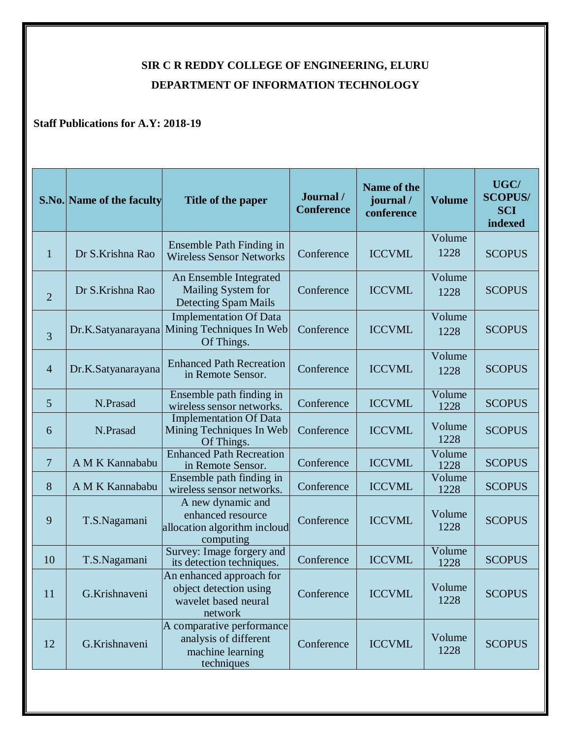# SIR C R REDDY COLLEGE OF ENGINEERING, ELURU

## DEPARTMENT OF INFORMATION TECHNOLOGY

**Staff Publications for A.Y: 2018-19**

| S.No. | Name of the faculty | Title of the paper | Journal / Conference | Name of the journal / conference | Volume | UGC/ SCOPUS/ SCI indexed |
|---|---|---|---|---|---|---|
| 1 | Dr S.Krishna Rao | Ensemble Path Finding in Wireless Sensor Networks | Conference | ICCVML | Volume 1228 | SCOPUS |
| 2 | Dr S.Krishna Rao | An Ensemble Integrated Mailing System for Detecting Spam Mails | Conference | ICCVML | Volume 1228 | SCOPUS |
| 3 | Dr.K.Satyanarayana | Implementation Of Data Mining Techniques In Web Of Things. | Conference | ICCVML | Volume 1228 | SCOPUS |
| 4 | Dr.K.Satyanarayana | Enhanced Path Recreation in Remote Sensor. | Conference | ICCVML | Volume 1228 | SCOPUS |
| 5 | N.Prasad | Ensemble path finding in wireless sensor networks. | Conference | ICCVML | Volume 1228 | SCOPUS |
| 6 | N.Prasad | Implementation Of Data Mining Techniques In Web Of Things. | Conference | ICCVML | Volume 1228 | SCOPUS |
| 7 | A M K Kannababu | Enhanced Path Recreation in Remote Sensor. | Conference | ICCVML | Volume 1228 | SCOPUS |
| 8 | A M K Kannababu | Ensemble path finding in wireless sensor networks. | Conference | ICCVML | Volume 1228 | SCOPUS |
| 9 | T.S.Nagamani | A new dynamic and enhanced resource allocation algorithm incloud computing | Conference | ICCVML | Volume 1228 | SCOPUS |
| 10 | T.S.Nagamani | Survey: Image forgery and its detection techniques. | Conference | ICCVML | Volume 1228 | SCOPUS |
| 11 | G.Krishnaveni | An enhanced approach for object detection using wavelet based neural network | Conference | ICCVML | Volume 1228 | SCOPUS |
| 12 | G.Krishnaveni | A comparative performance analysis of different machine learning techniques | Conference | ICCVML | Volume 1228 | SCOPUS |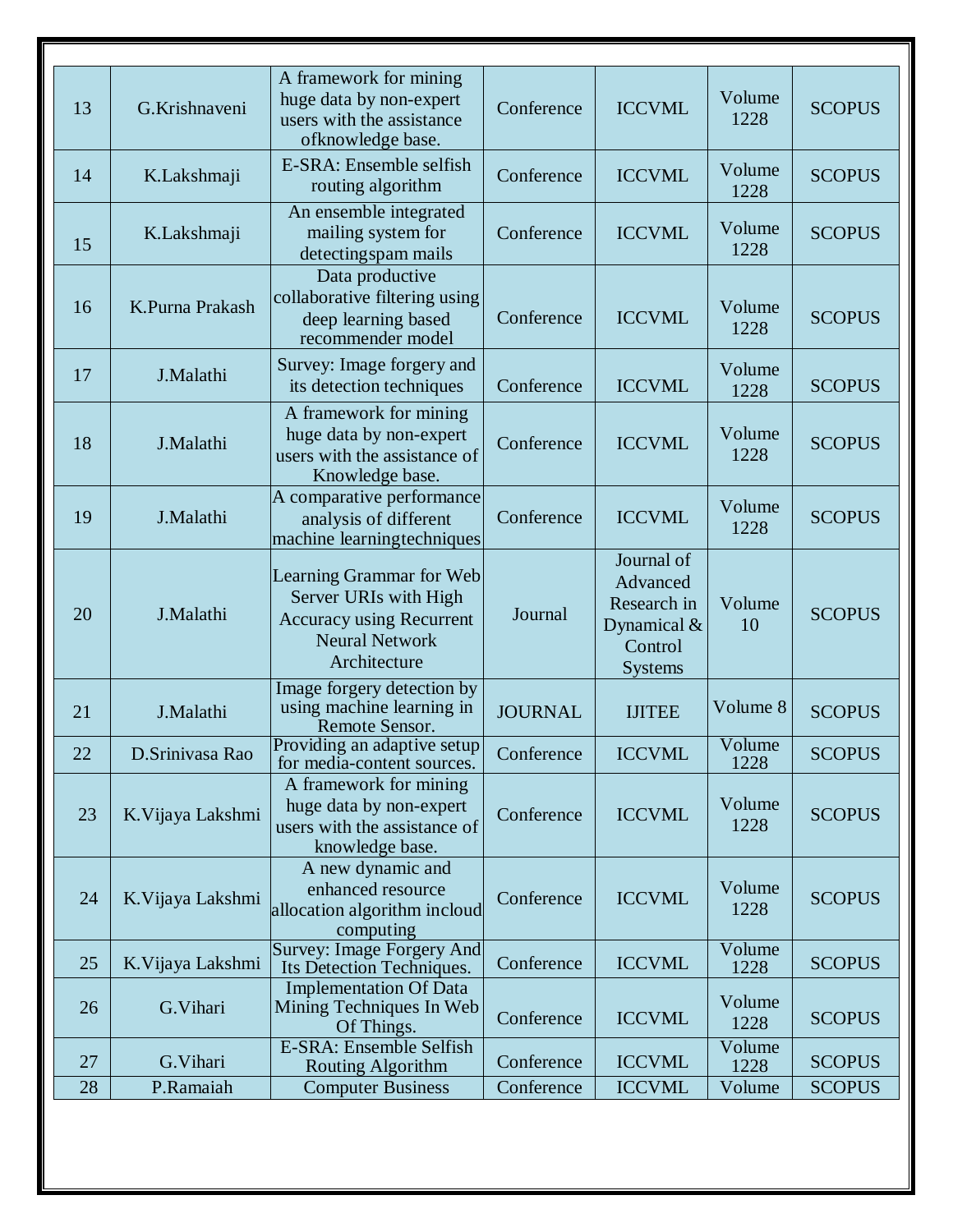| 13 | G.Krishnaveni | A framework for mining huge data by non-expert users with the assistance ofknowledge base. | Conference | ICCVML | Volume 1228 | SCOPUS |
|---|---|---|---|---|---|---|
| 14 | K.Lakshmaji | E-SRA: Ensemble selfish routing algorithm | Conference | ICCVML | Volume 1228 | SCOPUS |
| 15 | K.Lakshmaji | An ensemble integrated mailing system for detectingspam mails | Conference | ICCVML | Volume 1228 | SCOPUS |
| 16 | K.Purna Prakash | Data productive collaborative filtering using deep learning based recommender model | Conference | ICCVML | Volume 1228 | SCOPUS |
| 17 | J.Malathi | Survey: Image forgery and its detection techniques | Conference | ICCVML | Volume 1228 | SCOPUS |
| 18 | J.Malathi | A framework for mining huge data by non-expert users with the assistance of Knowledge base. | Conference | ICCVML | Volume 1228 | SCOPUS |
| 19 | J.Malathi | A comparative performance analysis of different machine learningtechniques | Conference | ICCVML | Volume 1228 | SCOPUS |
| 20 | J.Malathi | Learning Grammar for Web Server URIs with High Accuracy using Recurrent Neural Network Architecture | Journal | Journal of Advanced Research in Dynamical & Control Systems | Volume 10 | SCOPUS |
| 21 | J.Malathi | Image forgery detection by using machine learning in Remote Sensor. | JOURNAL | IJITEE | Volume 8 | SCOPUS |
| 22 | D.Srinivasa Rao | Providing an adaptive setup for media-content sources. | Conference | ICCVML | Volume 1228 | SCOPUS |
| 23 | K.Vijaya Lakshmi | A framework for mining huge data by non-expert users with the assistance of knowledge base. | Conference | ICCVML | Volume 1228 | SCOPUS |
| 24 | K.Vijaya Lakshmi | A new dynamic and enhanced resource allocation algorithm incloud computing | Conference | ICCVML | Volume 1228 | SCOPUS |
| 25 | K.Vijaya Lakshmi | Survey: Image Forgery And Its Detection Techniques. | Conference | ICCVML | Volume 1228 | SCOPUS |
| 26 | G.Vihari | Implementation Of Data Mining Techniques In Web Of Things. | Conference | ICCVML | Volume 1228 | SCOPUS |
| 27 | G.Vihari | E-SRA: Ensemble Selfish Routing Algorithm | Conference | ICCVML | Volume 1228 | SCOPUS |
| 28 | P.Ramaiah | Computer Business | Conference | ICCVML | Volume | SCOPUS |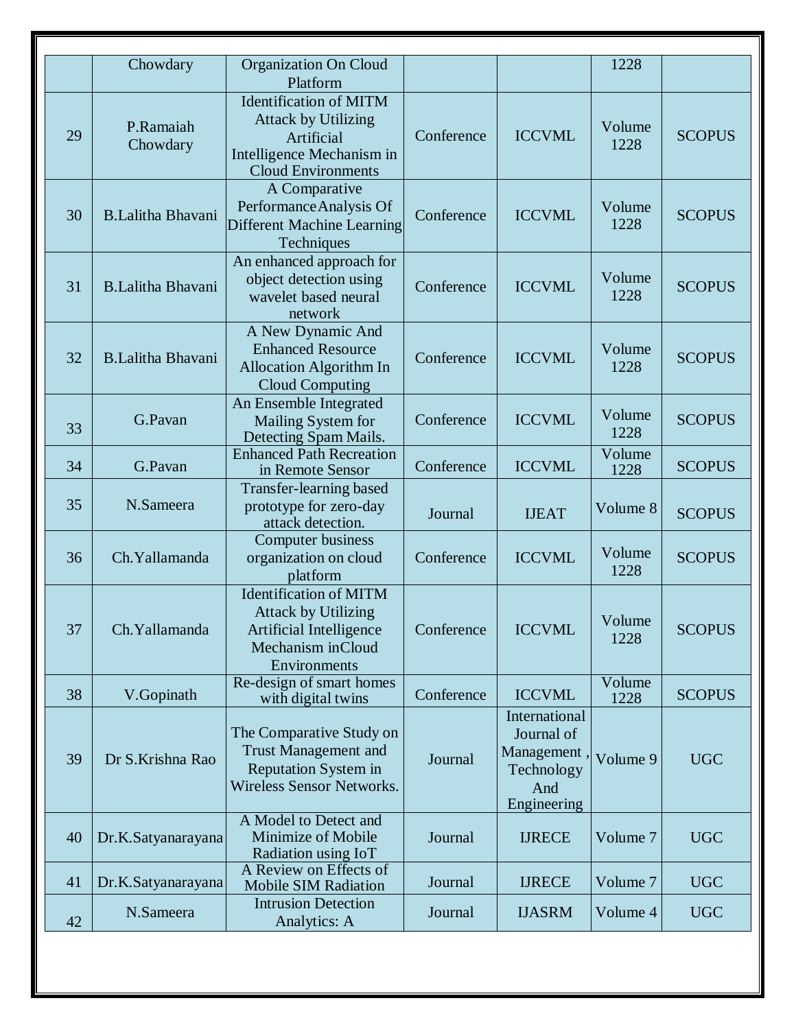|  | Chowdary | Organization On Cloud Platform |  |  | 1228 |  |
|---|---|---|---|---|---|---|
| 29 | P.Ramaiah Chowdary | Identification of MITM Attack by Utilizing Artificial Intelligence Mechanism in Cloud Environments | Conference | ICCVML | Volume 1228 | SCOPUS |
| 30 | B.Lalitha Bhavani | A Comparative PerformanceAnalysis Of Different Machine Learning Techniques | Conference | ICCVML | Volume 1228 | SCOPUS |
| 31 | B.Lalitha Bhavani | An enhanced approach for object detection using wavelet based neural network | Conference | ICCVML | Volume 1228 | SCOPUS |
| 32 | B.Lalitha Bhavani | A New Dynamic And Enhanced Resource Allocation Algorithm In Cloud Computing | Conference | ICCVML | Volume 1228 | SCOPUS |
| 33 | G.Pavan | An Ensemble Integrated Mailing System for Detecting Spam Mails. | Conference | ICCVML | Volume 1228 | SCOPUS |
| 34 | G.Pavan | Enhanced Path Recreation in Remote Sensor | Conference | ICCVML | Volume 1228 | SCOPUS |
| 35 | N.Sameera | Transfer-learning based prototype for zero-day attack detection. | Journal | IJEAT | Volume 8 | SCOPUS |
| 36 | Ch.Yallamanda | Computer business organization on cloud platform | Conference | ICCVML | Volume 1228 | SCOPUS |
| 37 | Ch.Yallamanda | Identification of MITM Attack by Utilizing Artificial Intelligence Mechanism inCloud Environments | Conference | ICCVML | Volume 1228 | SCOPUS |
| 38 | V.Gopinath | Re-design of smart homes with digital twins | Conference | ICCVML | Volume 1228 | SCOPUS |
| 39 | Dr S.Krishna Rao | The Comparative Study on Trust Management and Reputation System in Wireless Sensor Networks. | Journal | International Journal of Management , Technology And Engineering | Volume 9 | UGC |
| 40 | Dr.K.Satyanarayana | A Model to Detect and Minimize of Mobile Radiation using IoT | Journal | IJRECE | Volume 7 | UGC |
| 41 | Dr.K.Satyanarayana | A Review on Effects of Mobile SIM Radiation | Journal | IJRECE | Volume 7 | UGC |
| 42 | N.Sameera | Intrusion Detection Analytics: A | Journal | IJASRM | Volume 4 | UGC |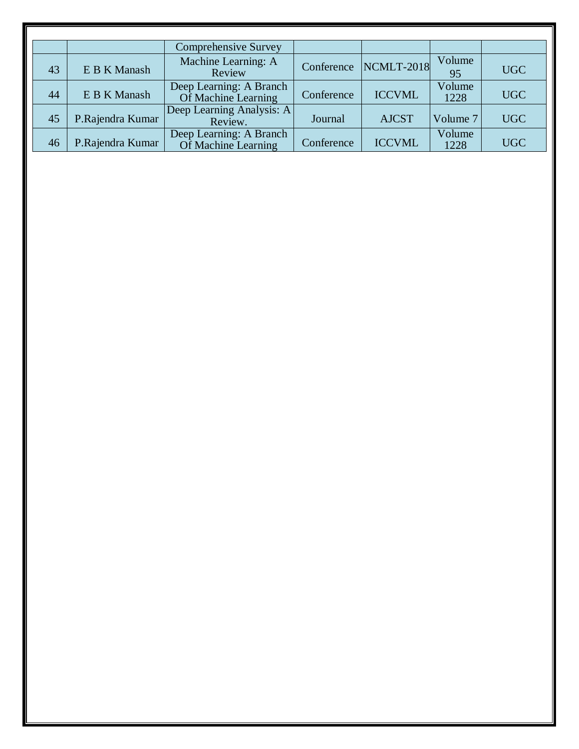| | | | | | | |
|---|---|---|---|---|---|---|
| | | Comprehensive Survey | | | | |
| 43 | E B K Manash | Machine Learning: A Review | Conference | NCMLT-2018 | Volume 95 | UGC |
| 44 | E B K Manash | Deep Learning: A Branch Of Machine Learning | Conference | ICCVML | Volume 1228 | UGC |
| 45 | P.Rajendra Kumar | Deep Learning Analysis: A Review. | Journal | AJCST | Volume 7 | UGC |
| 46 | P.Rajendra Kumar | Deep Learning: A Branch Of Machine Learning | Conference | ICCVML | Volume 1228 | UGC |